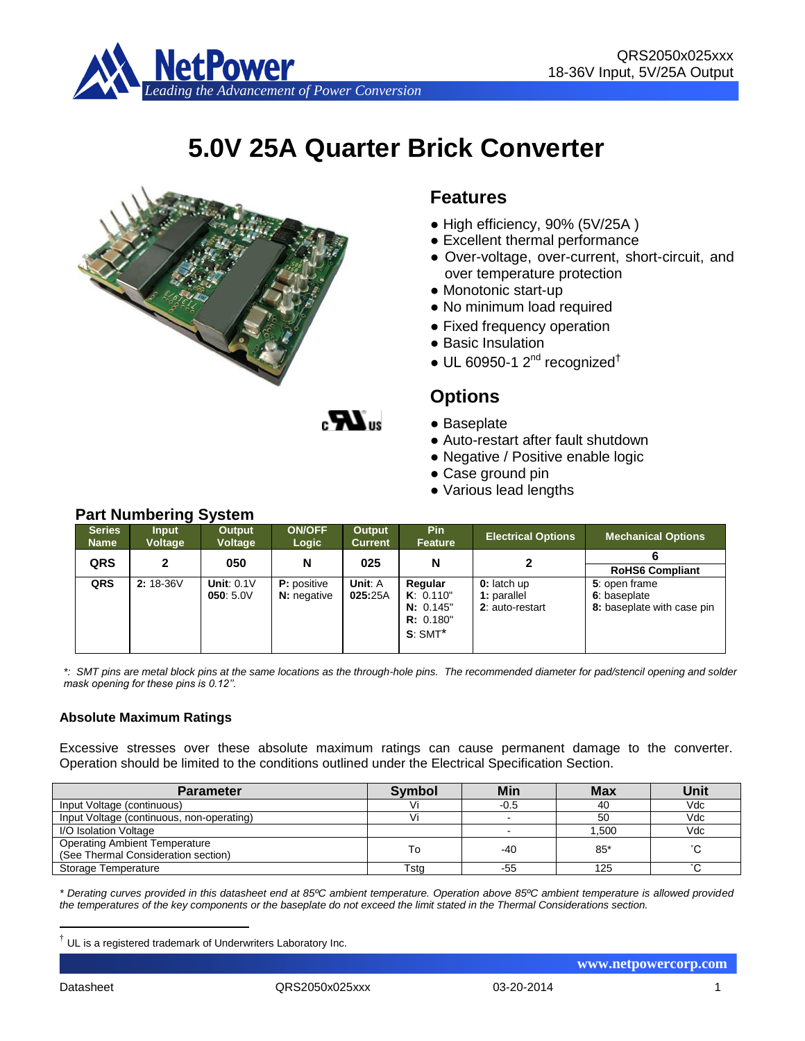# 5.0V 25A Quarter Brick Converter

## Features

- High efficiency, 90% (5V/25A )
- Excellent thermal performance
- Over-voltage, over-current, short-circuit, and over temperature protection
- Monotonic start-up
- No minimum load required
- Fixed frequency operation
- Basic Insulation
- UL 60950-1 2[nd] recognized[†]

## Options

- Baseplate
- Auto-restart after fault shutdown
- Negative / Positive enable logic
- Case ground pin
- Various lead lengths

## Part Numbering System

| Series Name | Input Voltage | Output Voltage | ON/OFF Logic | Output Current | Pin Feature | Electrical Options | Mechanical Options |
|---|---|---|---|---|---|---|---|
| **QRS** | **2** | **050** | **N** | **025** | **N** | **2** | **6** / **RoHS6 Compliant** |
| **QRS** | **2:** 18-36V | **Unit**: 0.1V<br>**050**: 5.0V | **P:** positive<br>**N:** negative | **Unit**: A<br>**025**:25A | **Regular**<br>**K**: 0.110"<br>**N:** 0.145"<br>**R:** 0.180"<br>**S**: SMT* | **0:** latch up<br>**1:** parallel<br>**2**: auto-restart | **5**: open frame<br>**6**: baseplate<br>**8:** baseplate with case pin |

*\*: SMT pins are metal block pins at the same locations as the through-hole pins. The recommended diameter for pad/stencil opening and solder mask opening for these pins is 0.12".*

#### Absolute Maximum Ratings

Excessive stresses over these absolute maximum ratings can cause permanent damage to the converter. Operation should be limited to the conditions outlined under the Electrical Specification Section.

| Parameter | Symbol | Min | Max | Unit |
|---|---|---|---|---|
| Input Voltage (continuous) | Vi | -0.5 | 40 | Vdc |
| Input Voltage (continuous, non-operating) | Vi | - | 50 | Vdc |
| I/O Isolation Voltage | | - | 1,500 | Vdc |
| Operating Ambient Temperature (See Thermal Consideration section) | To | -40 | 85* | ˚C |
| Storage Temperature | Tstg | -55 | 125 | ˚C |

*\* Derating curves provided in this datasheet end at 85ºC ambient temperature. Operation above 85ºC ambient temperature is allowed provided the temperatures of the key components or the baseplate do not exceed the limit stated in the Thermal Considerations section.*

[†] UL is a registered trademark of Underwriters Laboratory Inc.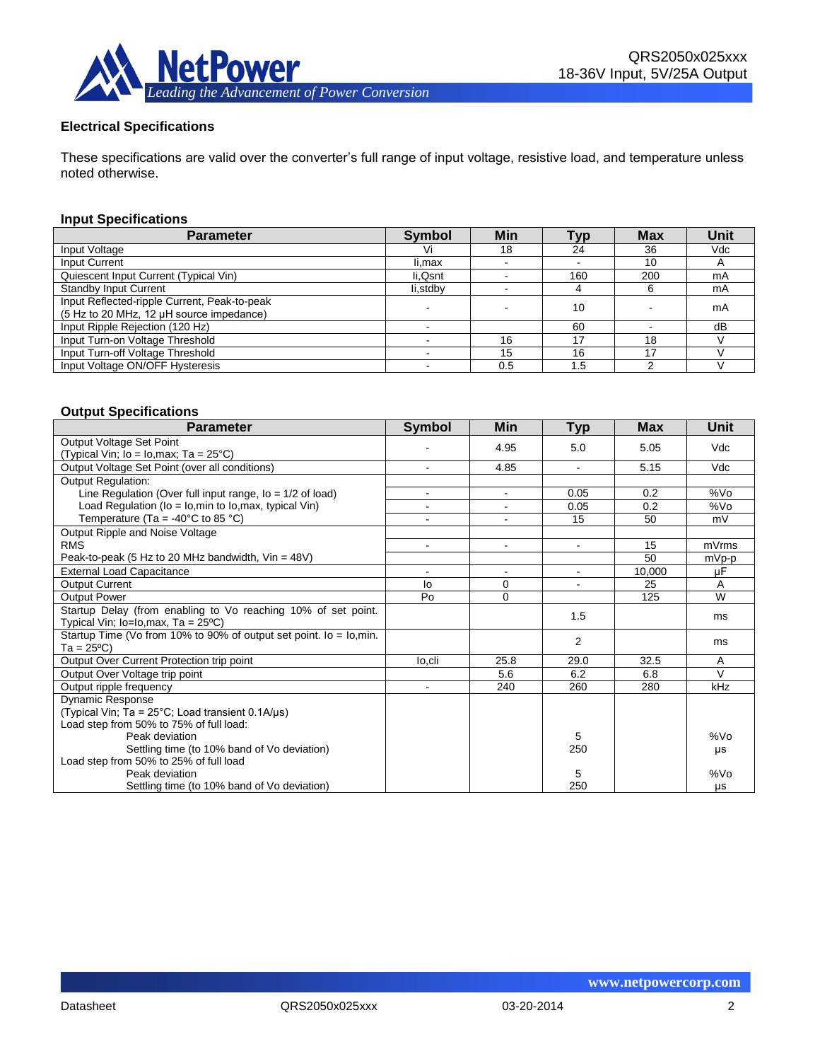## Electrical Specifications

These specifications are valid over the converter's full range of input voltage, resistive load, and temperature unless noted otherwise.

### Input Specifications

| Parameter | Symbol | Min | Typ | Max | Unit |
|---|---|---|---|---|---|
| Input Voltage | Vi | 18 | 24 | 36 | Vdc |
| Input Current | Ii,max | - | - | 10 | A |
| Quiescent Input Current (Typical Vin) | Ii,Qsnt | - | 160 | 200 | mA |
| Standby Input Current | Ii,stdby | - | 4 | 6 | mA |
| Input Reflected-ripple Current, Peak-to-peak (5 Hz to 20 MHz, 12 µH source impedance) | - | - | 10 | - | mA |
| Input Ripple Rejection (120 Hz) | - | | 60 | - | dB |
| Input Turn-on Voltage Threshold | - | 16 | 17 | 18 | V |
| Input Turn-off Voltage Threshold | - | 15 | 16 | 17 | V |
| Input Voltage ON/OFF Hysteresis | - | 0.5 | 1.5 | 2 | V |

### Output Specifications

| Parameter | Symbol | Min | Typ | Max | Unit |
|---|---|---|---|---|---|
| Output Voltage Set Point (Typical Vin; Io = Io,max; Ta = 25°C) | - | 4.95 | 5.0 | 5.05 | Vdc |
| Output Voltage Set Point (over all conditions) | - | 4.85 | - | 5.15 | Vdc |
| Output Regulation: | | | | | |
| Line Regulation (Over full input range, Io = 1/2 of load) | - | - | 0.05 | 0.2 | %Vo |
| Load Regulation (Io = Io,min to Io,max, typical Vin) | - | - | 0.05 | 0.2 | %Vo |
| Temperature (Ta = -40°C to 85 °C) | - | - | 15 | 50 | mV |
| Output Ripple and Noise Voltage | | | | | |
| RMS | - | - | - | 15 | mVrms |
| Peak-to-peak (5 Hz to 20 MHz bandwidth, Vin = 48V) | | | | 50 | mVp-p |
| External Load Capacitance | - | - | - | 10,000 | µF |
| Output Current | Io | 0 | - | 25 | A |
| Output Power | Po | 0 | | 125 | W |
| Startup Delay (from enabling to Vo reaching 10% of set point. Typical Vin; Io=Io,max, Ta = 25ºC) | | | 1.5 | | ms |
| Startup Time (Vo from 10% to 90% of output set point. Io = Io,min. Ta = 25ºC) | | | 2 | | ms |
| Output Over Current Protection trip point | Io,cli | 25.8 | 29.0 | 32.5 | A |
| Output Over Voltage trip point | | 5.6 | 6.2 | 6.8 | V |
| Output ripple frequency | - | 240 | 260 | 280 | kHz |
| Dynamic Response (Typical Vin; Ta = 25°C; Load transient 0.1A/µs) | | | | | |
| Load step from 50% to 75% of full load: | | | | | |
| Peak deviation | | | 5 | | %Vo |
| Settling time (to 10% band of Vo deviation) | | | 250 | | µs |
| Load step from 50% to 25% of full load | | | | | |
| Peak deviation | | | 5 | | %Vo |
| Settling time (to 10% band of Vo deviation) | | | 250 | | µs |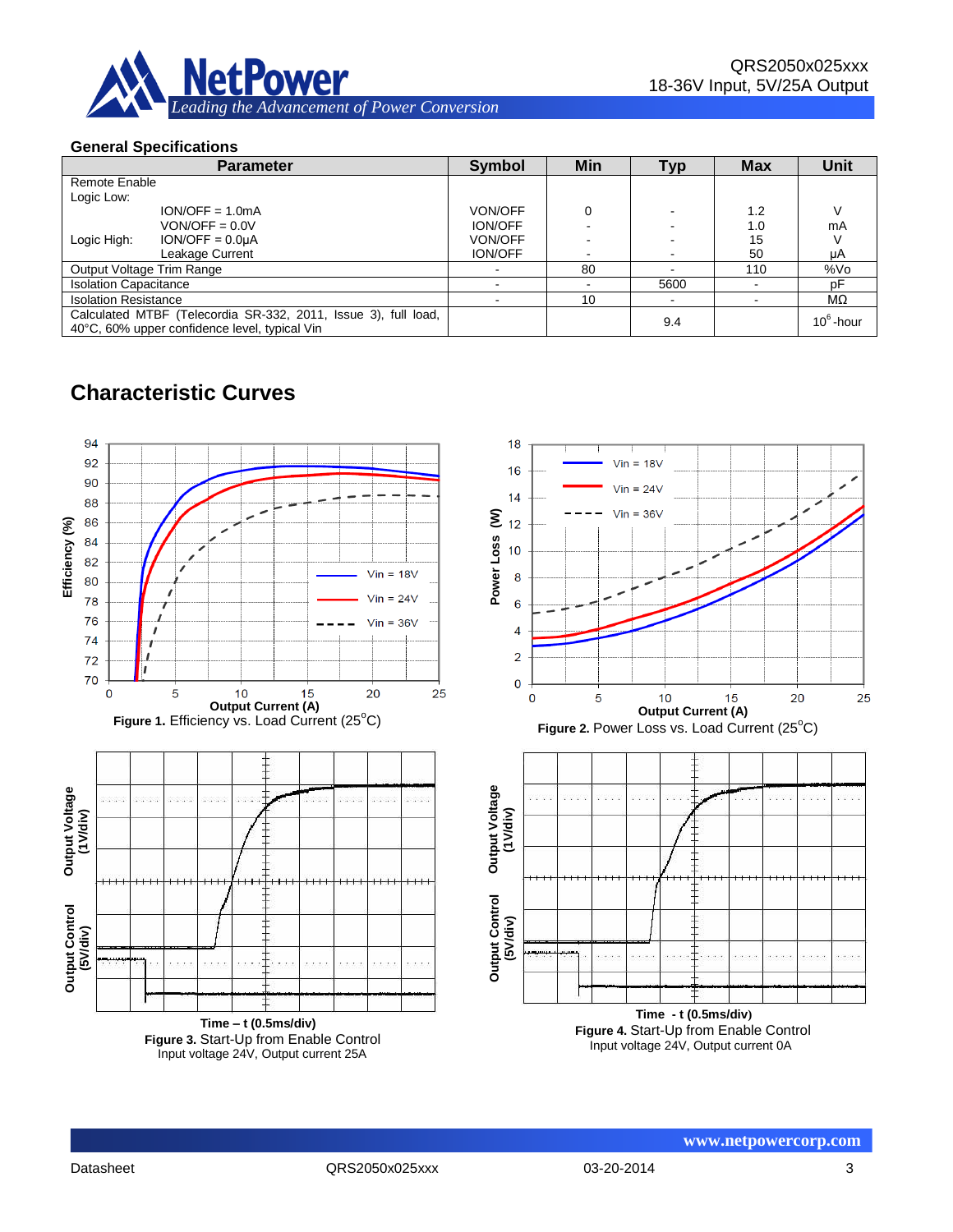## General Specifications

| Parameter | Symbol | Min | Typ | Max | Unit |
|---|---|---|---|---|---|
| Remote Enable<br>Logic Low: $I_{ON/OFF}$ = 1.0mA | $V_{ON/OFF}$ | 0 | - | 1.2 | V |
| $V_{ON/OFF}$ = 0.0V | $I_{ON/OFF}$ | - | - | 1.0 | mA |
| Logic High: $I_{ON/OFF}$ = 0.0µA | $V_{ON/OFF}$ | - | - | 15 | V |
| Leakage Current | $I_{ON/OFF}$ | - | - | 50 | µA |
| Output Voltage Trim Range | - | 80 | - | 110 | %Vo |
| Isolation Capacitance | - | - | 5600 | - | pF |
| Isolation Resistance | - | 10 | - | - | MΩ |
| Calculated MTBF (Telecordia SR-332, 2011, Issue 3), full load, 40°C, 60% upper confidence level, typical Vin | | | 9.4 | | $10^6$-hour |

## Characteristic Curves

**Figure 1.** Efficiency vs. Load Current (25°C)

**Figure 2.** Power Loss vs. Load Current (25°C)

**Figure 3.** Start-Up from Enable Control
Input voltage 24V, Output current 25A

**Figure 4.** Start-Up from Enable Control
Input voltage 24V, Output current 0A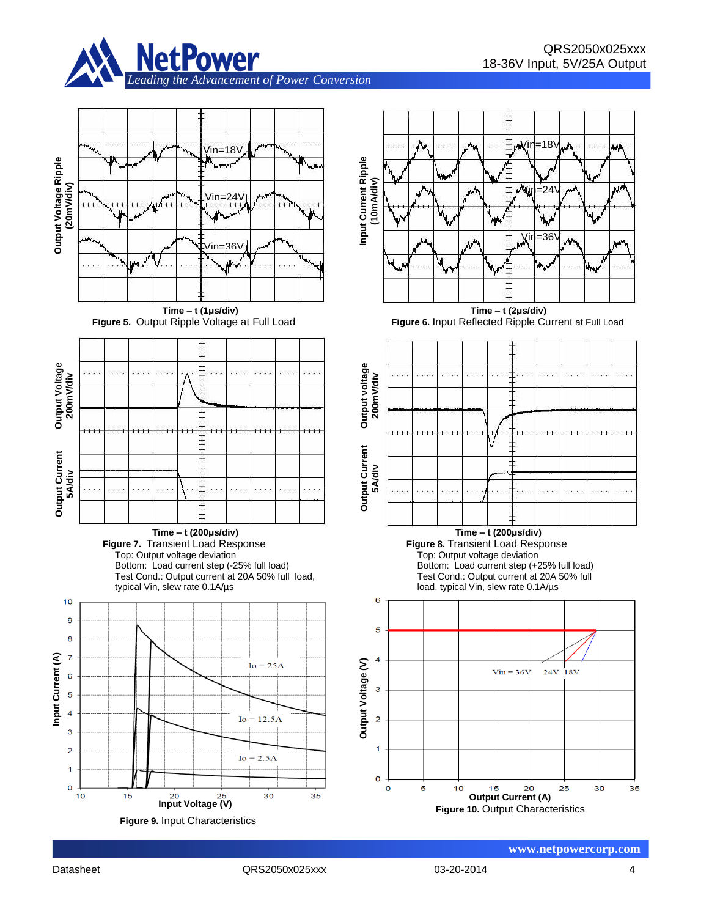Time – t (1μs/div)

**Figure 5.** Output Ripple Voltage at Full Load

Time – t (2μs/div)

**Figure 6.** Input Reflected Ripple Current at Full Load

Time – t (200μs/div)

**Figure 7.** Transient Load Response
Top: Output voltage deviation
Bottom: Load current step (-25% full load)
Test Cond.: Output current at 20A 50% full load, typical Vin, slew rate 0.1A/μs

Time – t (200μs/div)

**Figure 8.** Transient Load Response
Top: Output voltage deviation
Bottom: Load current step (+25% full load)
Test Cond.: Output current at 20A 50% full load, typical Vin, slew rate 0.1A/μs

**Figure 9.** Input Characteristics

**Figure 10.** Output Characteristics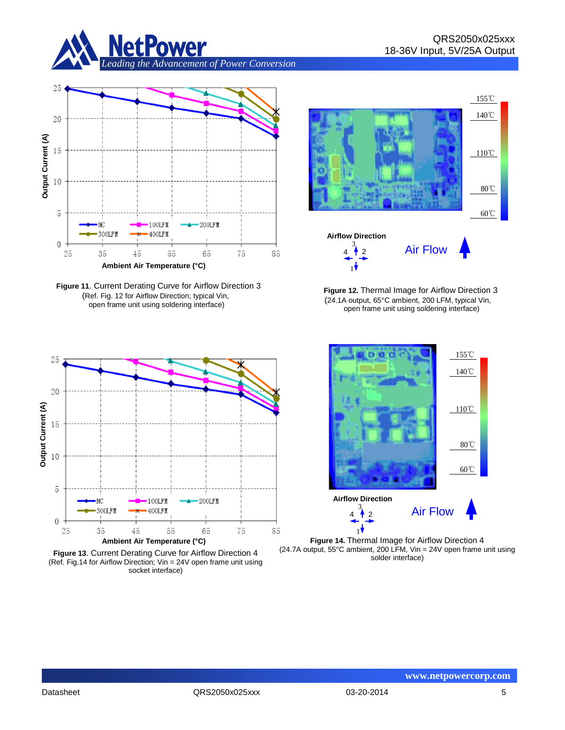Figure 11. Current Derating Curve for Airflow Direction 3
(Ref. Fig. 12 for Airflow Direction; typical Vin, open frame unit using soldering interface)

Figure 12. Thermal Image for Airflow Direction 3
(24.1A output, 65°C ambient, 200 LFM, typical Vin, open frame unit using soldering interface)

Figure 13. Current Derating Curve for Airflow Direction 4
(Ref. Fig.14 for Airflow Direction; Vin = 24V open frame unit using socket interface)

Figure 14. Thermal Image for Airflow Direction 4
(24.7A output, 55°C ambient, 200 LFM, Vin = 24V open frame unit using solder interface)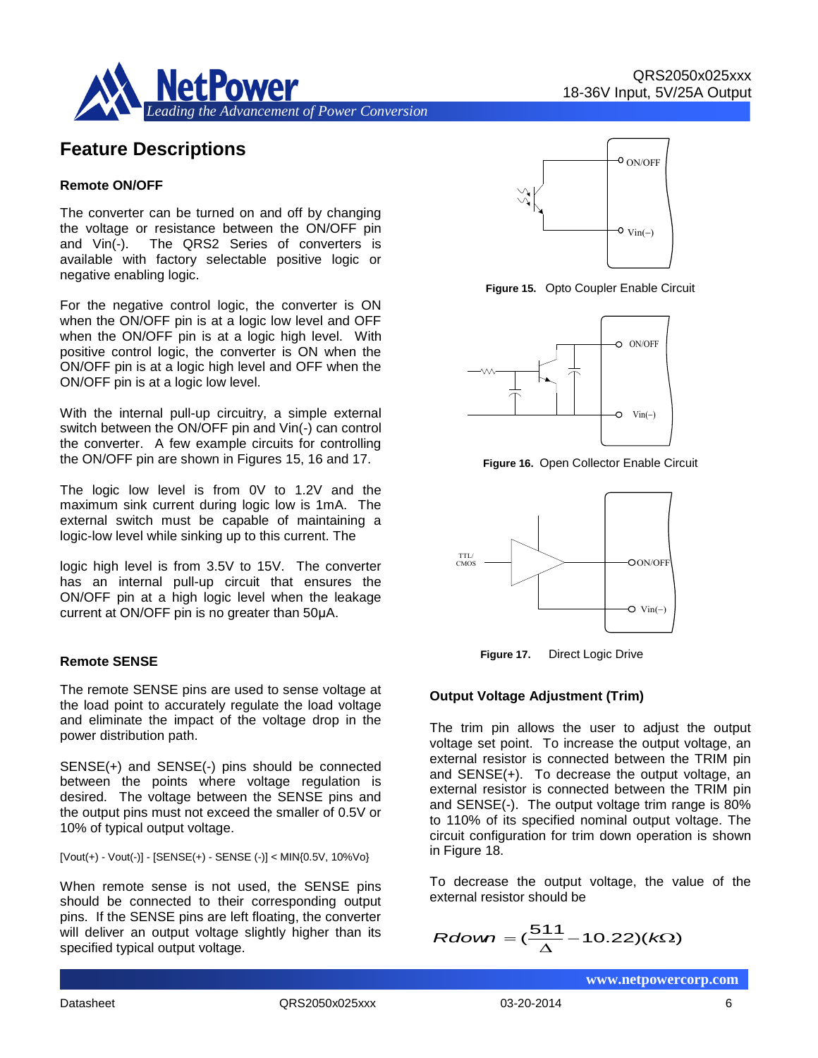## Feature Descriptions

### Remote ON/OFF

The converter can be turned on and off by changing the voltage or resistance between the ON/OFF pin and Vin(-). The QRS2 Series of converters is available with factory selectable positive logic or negative enabling logic.

For the negative control logic, the converter is ON when the ON/OFF pin is at a logic low level and OFF when the ON/OFF pin is at a logic high level. With positive control logic, the converter is ON when the ON/OFF pin is at a logic high level and OFF when the ON/OFF pin is at a logic low level.

With the internal pull-up circuitry, a simple external switch between the ON/OFF pin and Vin(-) can control the converter. A few example circuits for controlling the ON/OFF pin are shown in Figures 15, 16 and 17.

The logic low level is from 0V to 1.2V and the maximum sink current during logic low is 1mA. The external switch must be capable of maintaining a logic-low level while sinking up to this current. The logic high level is from 3.5V to 15V. The converter has an internal pull-up circuit that ensures the ON/OFF pin at a high logic level when the leakage current at ON/OFF pin is no greater than 50μA.

**Figure 15.** Opto Coupler Enable Circuit

**Figure 16.** Open Collector Enable Circuit

**Figure 17.** Direct Logic Drive

### Remote SENSE

The remote SENSE pins are used to sense voltage at the load point to accurately regulate the load voltage and eliminate the impact of the voltage drop in the power distribution path.

SENSE(+) and SENSE(-) pins should be connected between the points where voltage regulation is desired. The voltage between the SENSE pins and the output pins must not exceed the smaller of 0.5V or 10% of typical output voltage.

[Vout(+) - Vout(-)] - [SENSE(+) - SENSE (-)] < MIN{0.5V, 10%Vo}

When remote sense is not used, the SENSE pins should be connected to their corresponding output pins. If the SENSE pins are left floating, the converter will deliver an output voltage slightly higher than its specified typical output voltage.

### Output Voltage Adjustment (Trim)

The trim pin allows the user to adjust the output voltage set point. To increase the output voltage, an external resistor is connected between the TRIM pin and SENSE(+). To decrease the output voltage, an external resistor is connected between the TRIM pin and SENSE(-). The output voltage trim range is 80% to 110% of its specified nominal output voltage. The circuit configuration for trim down operation is shown in Figure 18.

To decrease the output voltage, the value of the external resistor should be

$$Rdown = \left(\frac{511}{\Delta} - 10.22\right)(k\Omega)$$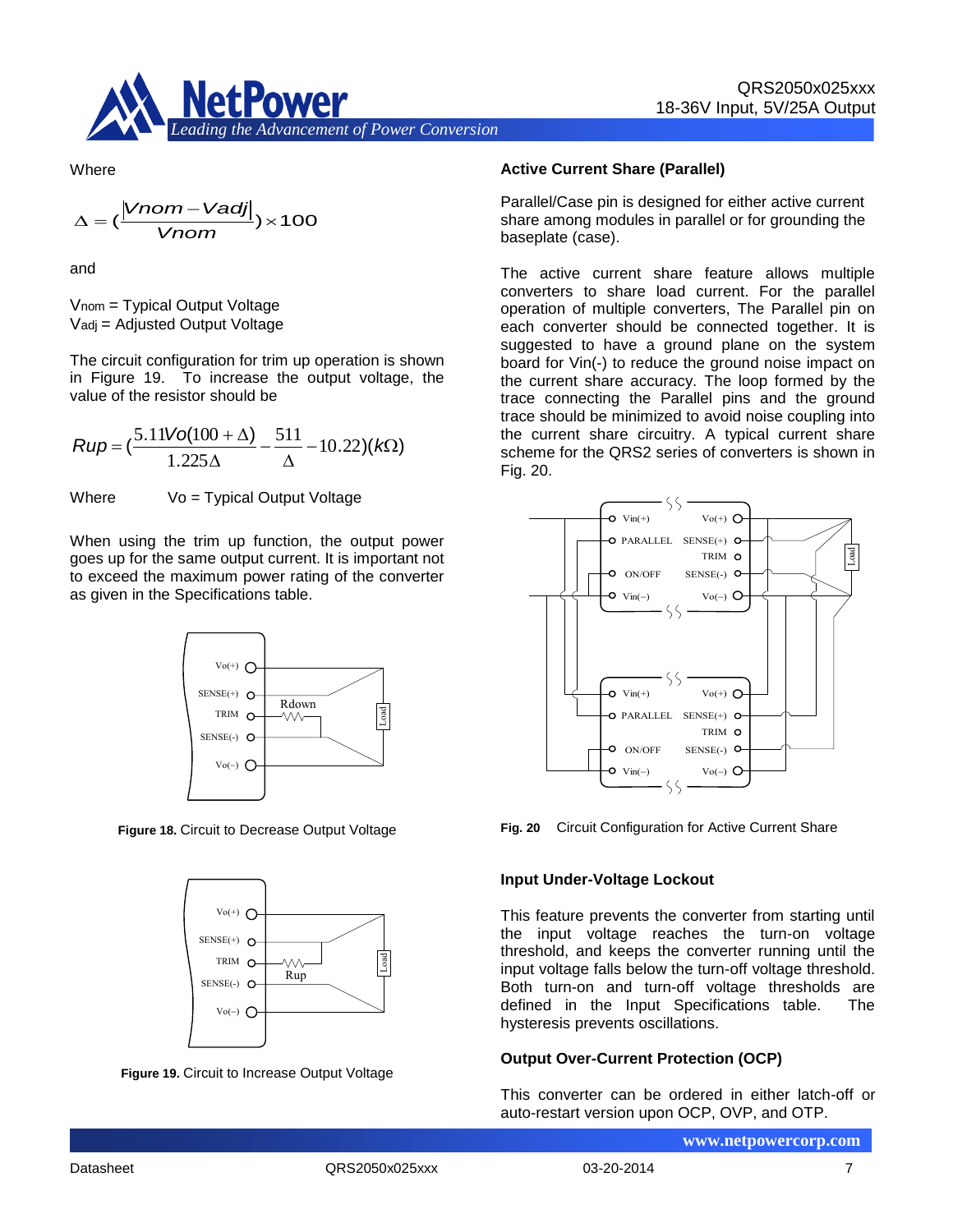Where

$$\Delta = \left(\frac{|Vnom - Vadj|}{Vnom}\right) \times 100$$

and

$V_{nom}$ = Typical Output Voltage
$V_{adj}$ = Adjusted Output Voltage

The circuit configuration for trim up operation is shown in Figure 19. To increase the output voltage, the value of the resistor should be

$$Rup = \left(\frac{5.11Vo(100+\Delta)}{1.225\Delta} - \frac{511}{\Delta} - 10.22\right)(k\Omega)$$

Where Vo = Typical Output Voltage

When using the trim up function, the output power goes up for the same output current. It is important not to exceed the maximum power rating of the converter as given in the Specifications table.

**Figure 18.** Circuit to Decrease Output Voltage

**Figure 19.** Circuit to Increase Output Voltage

### Active Current Share (Parallel)

Parallel/Case pin is designed for either active current share among modules in parallel or for grounding the baseplate (case).

The active current share feature allows multiple converters to share load current. For the parallel operation of multiple converters, The Parallel pin on each converter should be connected together. It is suggested to have a ground plane on the system board for Vin(-) to reduce the ground noise impact on the current share accuracy. The loop formed by the trace connecting the Parallel pins and the ground trace should be minimized to avoid noise coupling into the current share circuitry. A typical current share scheme for the QRS2 series of converters is shown in Fig. 20.

**Fig. 20** Circuit Configuration for Active Current Share

### Input Under-Voltage Lockout

This feature prevents the converter from starting until the input voltage reaches the turn-on voltage threshold, and keeps the converter running until the input voltage falls below the turn-off voltage threshold. Both turn-on and turn-off voltage thresholds are defined in the Input Specifications table. The hysteresis prevents oscillations.

### Output Over-Current Protection (OCP)

This converter can be ordered in either latch-off or auto-restart version upon OCP, OVP, and OTP.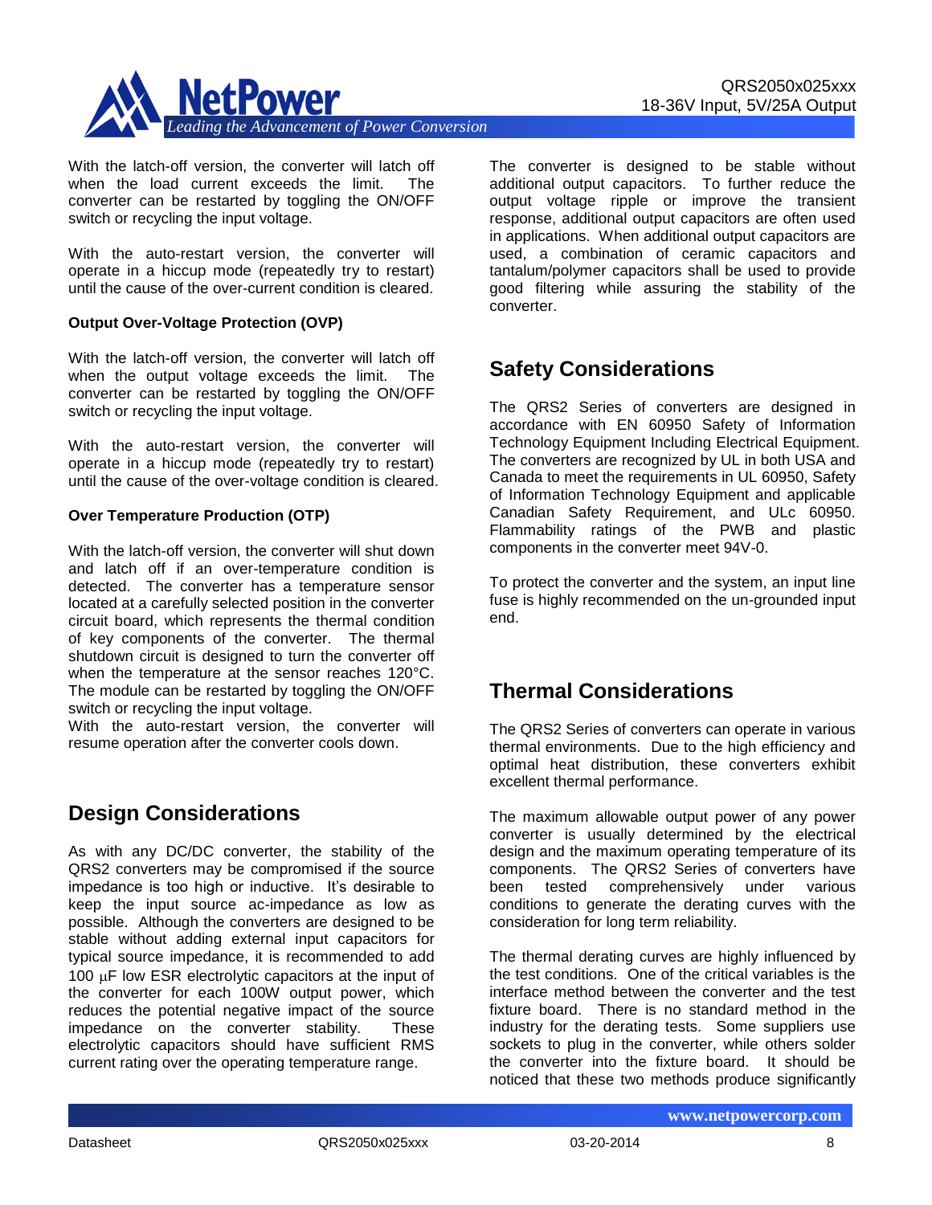With the latch-off version, the converter will latch off when the load current exceeds the limit. The converter can be restarted by toggling the ON/OFF switch or recycling the input voltage.

With the auto-restart version, the converter will operate in a hiccup mode (repeatedly try to restart) until the cause of the over-current condition is cleared.

**Output Over-Voltage Protection (OVP)**

With the latch-off version, the converter will latch off when the output voltage exceeds the limit. The converter can be restarted by toggling the ON/OFF switch or recycling the input voltage.

With the auto-restart version, the converter will operate in a hiccup mode (repeatedly try to restart) until the cause of the over-voltage condition is cleared.

**Over Temperature Production (OTP)**

With the latch-off version, the converter will shut down and latch off if an over-temperature condition is detected. The converter has a temperature sensor located at a carefully selected position in the converter circuit board, which represents the thermal condition of key components of the converter. The thermal shutdown circuit is designed to turn the converter off when the temperature at the sensor reaches 120°C. The module can be restarted by toggling the ON/OFF switch or recycling the input voltage.
With the auto-restart version, the converter will resume operation after the converter cools down.

## Design Considerations

As with any DC/DC converter, the stability of the QRS2 converters may be compromised if the source impedance is too high or inductive. It's desirable to keep the input source ac-impedance as low as possible. Although the converters are designed to be stable without adding external input capacitors for typical source impedance, it is recommended to add 100 μF low ESR electrolytic capacitors at the input of the converter for each 100W output power, which reduces the potential negative impact of the source impedance on the converter stability. These electrolytic capacitors should have sufficient RMS current rating over the operating temperature range.

The converter is designed to be stable without additional output capacitors. To further reduce the output voltage ripple or improve the transient response, additional output capacitors are often used in applications. When additional output capacitors are used, a combination of ceramic capacitors and tantalum/polymer capacitors shall be used to provide good filtering while assuring the stability of the converter.

## Safety Considerations

The QRS2 Series of converters are designed in accordance with EN 60950 Safety of Information Technology Equipment Including Electrical Equipment. The converters are recognized by UL in both USA and Canada to meet the requirements in UL 60950, Safety of Information Technology Equipment and applicable Canadian Safety Requirement, and ULc 60950. Flammability ratings of the PWB and plastic components in the converter meet 94V-0.

To protect the converter and the system, an input line fuse is highly recommended on the un-grounded input end.

## Thermal Considerations

The QRS2 Series of converters can operate in various thermal environments. Due to the high efficiency and optimal heat distribution, these converters exhibit excellent thermal performance.

The maximum allowable output power of any power converter is usually determined by the electrical design and the maximum operating temperature of its components. The QRS2 Series of converters have been tested comprehensively under various conditions to generate the derating curves with the consideration for long term reliability.

The thermal derating curves are highly influenced by the test conditions. One of the critical variables is the interface method between the converter and the test fixture board. There is no standard method in the industry for the derating tests. Some suppliers use sockets to plug in the converter, while others solder the converter into the fixture board. It should be noticed that these two methods produce significantly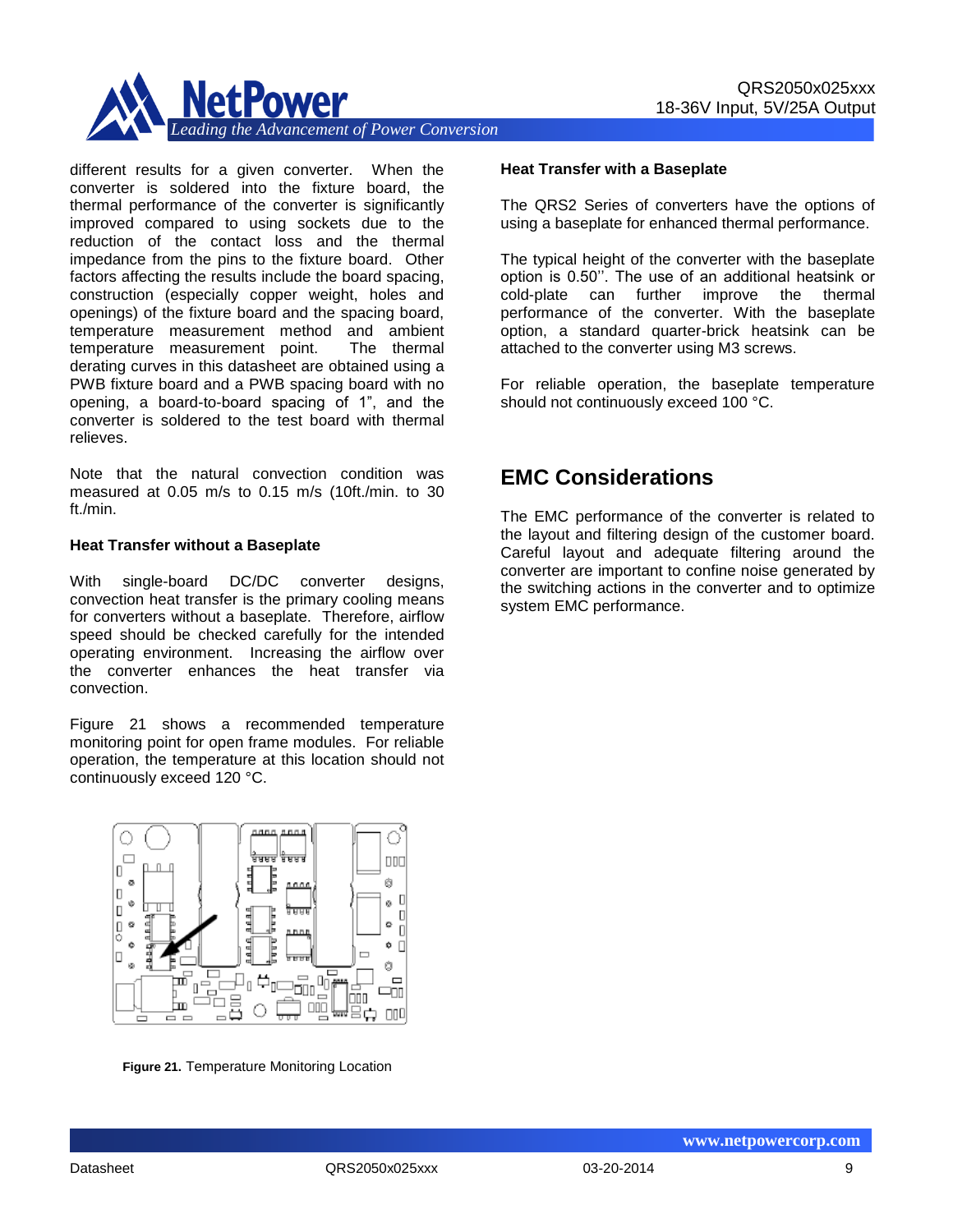different results for a given converter. When the converter is soldered into the fixture board, the thermal performance of the converter is significantly improved compared to using sockets due to the reduction of the contact loss and the thermal impedance from the pins to the fixture board. Other factors affecting the results include the board spacing, construction (especially copper weight, holes and openings) of the fixture board and the spacing board, temperature measurement method and ambient temperature measurement point. The thermal derating curves in this datasheet are obtained using a PWB fixture board and a PWB spacing board with no opening, a board-to-board spacing of 1", and the converter is soldered to the test board with thermal relieves.

Note that the natural convection condition was measured at 0.05 m/s to 0.15 m/s (10ft./min. to 30 ft./min.

### Heat Transfer without a Baseplate

With single-board DC/DC converter designs, convection heat transfer is the primary cooling means for converters without a baseplate. Therefore, airflow speed should be checked carefully for the intended operating environment. Increasing the airflow over the converter enhances the heat transfer via convection.

Figure 21 shows a recommended temperature monitoring point for open frame modules. For reliable operation, the temperature at this location should not continuously exceed 120 °C.

**Figure 21.** Temperature Monitoring Location

### Heat Transfer with a Baseplate

The QRS2 Series of converters have the options of using a baseplate for enhanced thermal performance.

The typical height of the converter with the baseplate option is 0.50''. The use of an additional heatsink or cold-plate can further improve the thermal performance of the converter. With the baseplate option, a standard quarter-brick heatsink can be attached to the converter using M3 screws.

For reliable operation, the baseplate temperature should not continuously exceed 100 °C.

## EMC Considerations

The EMC performance of the converter is related to the layout and filtering design of the customer board. Careful layout and adequate filtering around the converter are important to confine noise generated by the switching actions in the converter and to optimize system EMC performance.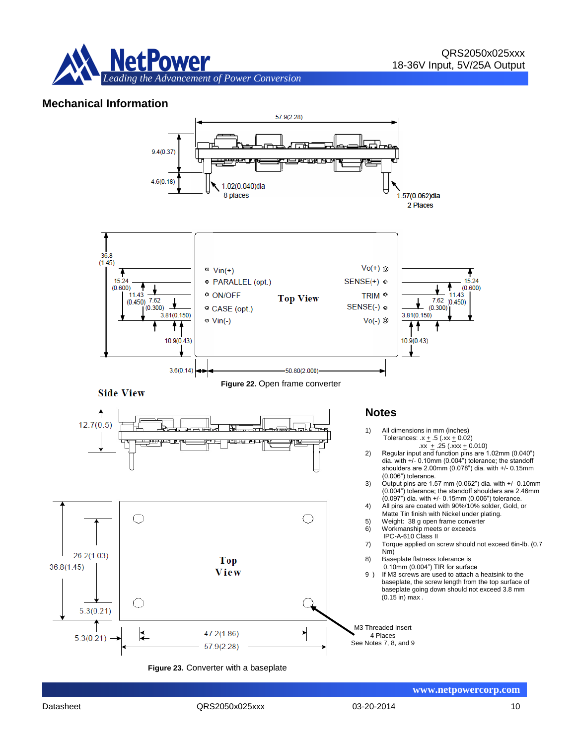## Mechanical Information

57.9(2.28)
9.4(0.37)
4.6(0.18)
1.02(0.040)dia
8 places
1.57(0.062)dia
2 Places

36.8
(1.45)
15.24
(0.600)
11.43
(0.450)
7.62
(0.300)
3.81(0.150)
10.9(0.43)
3.6(0.14)
50.80(2.000)

Vin(+)
PARALLEL (opt.)
ON/OFF
CASE (opt.)
Vin(-)
Top View
Vo(+)
SENSE(+)
TRIM
SENSE(-)
Vo(-)

**Figure 22.** Open frame converter

Side View

12.7(0.5)

26.2(1.03)
36.8(1.45)
5.3(0.21)
5.3(0.21)
47.2(1.86)
57.9(2.28)
Top View
M3 Threaded Insert
4 Places
See Notes 7, 8, and 9

**Figure 23.** Converter with a baseplate

## Notes

1) All dimensions in mm (inches)
   Tolerances: .x ± .5 (.xx ± 0.02)
   .xx ± .25 (.xxx ± 0.010)
2) Regular input and function pins are 1.02mm (0.040") dia. with +/- 0.10mm (0.004") tolerance; the standoff shoulders are 2.00mm (0.078") dia. with +/- 0.15mm (0.006") tolerance.
3) Output pins are 1.57 mm (0.062") dia. with +/- 0.10mm (0.004") tolerance; the standoff shoulders are 2.46mm (0.097") dia. with +/- 0.15mm (0.006") tolerance.
4) All pins are coated with 90%/10% solder, Gold, or Matte Tin finish with Nickel under plating.
5) Weight: 38 g open frame converter
6) Workmanship meets or exceeds IPC-A-610 Class II
7) Torque applied on screw should not exceed 6in-lb. (0.7 Nm)
8) Baseplate flatness tolerance is 0.10mm (0.004") TIR for surface
9) If M3 screws are used to attach a heatsink to the baseplate, the screw length from the top surface of baseplate going down should not exceed 3.8 mm (0.15 in) max .